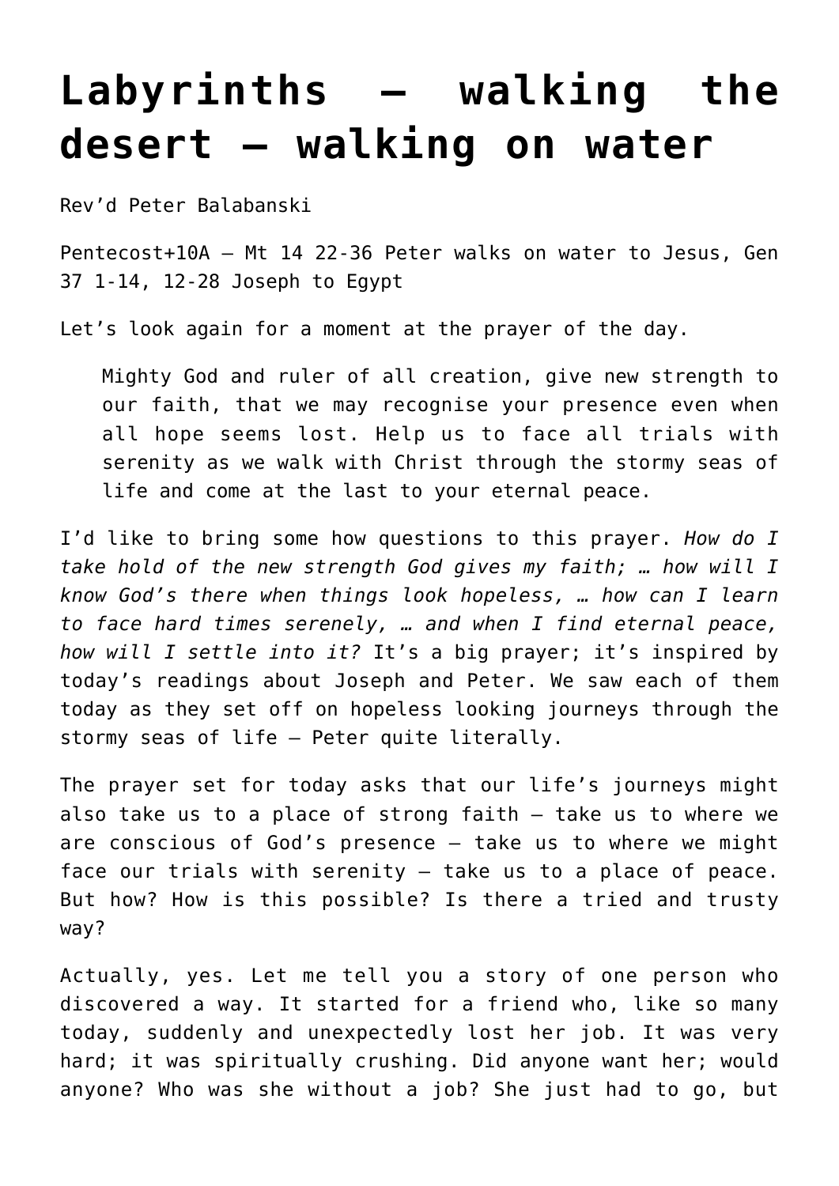# Labyrinths – walking the desert – walking on water

Rev'd Peter Balabanski

Pentecost+10A – Mt 14 22-36 Peter walks on water to Jesus, Gen 37 1-14, 12-28 Joseph to Egypt

Let's look again for a moment at the prayer of the day.

> Mighty God and ruler of all creation, give new strength to our faith, that we may recognise your presence even when all hope seems lost. Help us to face all trials with serenity as we walk with Christ through the stormy seas of life and come at the last to your eternal peace.

I'd like to bring some how questions to this prayer. *How do I take hold of the new strength God gives my faith; … how will I know God's there when things look hopeless, … how can I learn to face hard times serenely, … and when I find eternal peace, how will I settle into it?* It's a big prayer; it's inspired by today's readings about Joseph and Peter. We saw each of them today as they set off on hopeless looking journeys through the stormy seas of life – Peter quite literally.

The prayer set for today asks that our life's journeys might also take us to a place of strong faith – take us to where we are conscious of God's presence – take us to where we might face our trials with serenity – take us to a place of peace. But how? How is this possible? Is there a tried and trusty way?

Actually, yes. Let me tell you a story of one person who discovered a way. It started for a friend who, like so many today, suddenly and unexpectedly lost her job. It was very hard; it was spiritually crushing. Did anyone want her; would anyone? Who was she without a job? She just had to go, but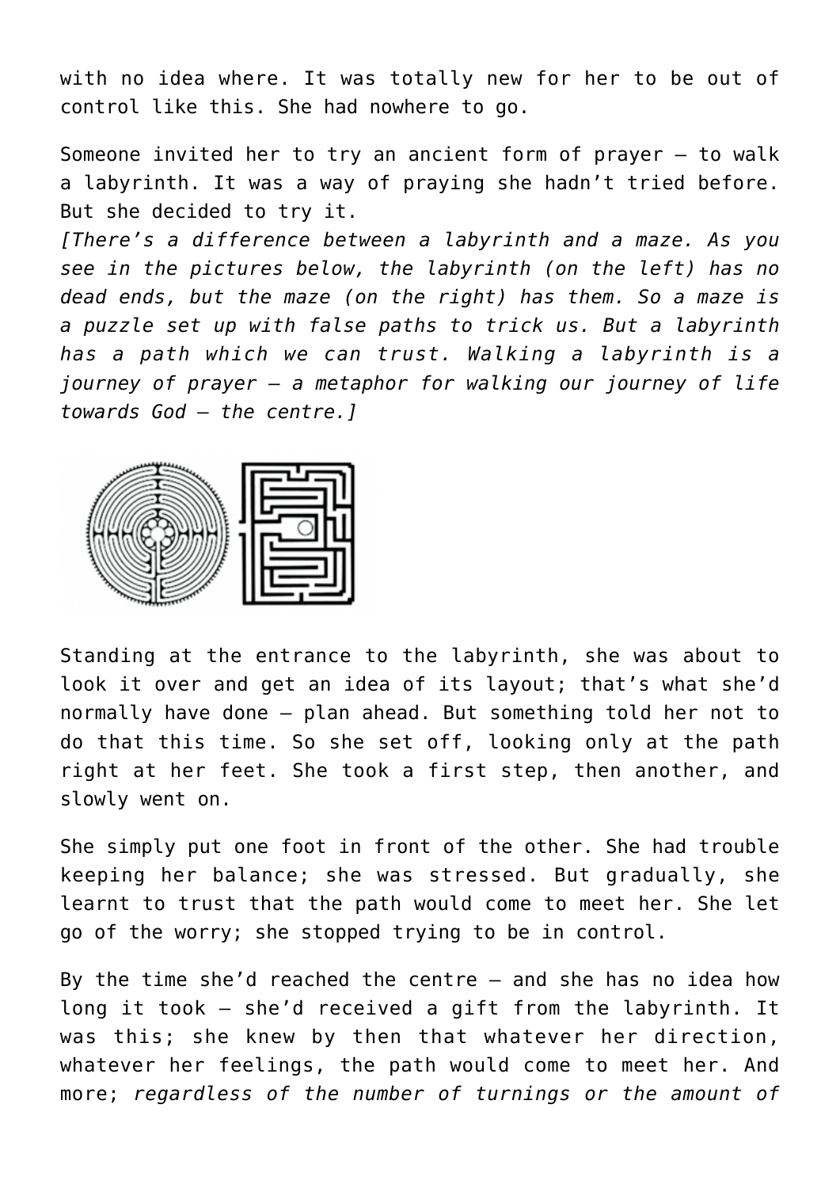with no idea where. It was totally new for her to be out of control like this. She had nowhere to go.

Someone invited her to try an ancient form of prayer – to walk a labyrinth. It was a way of praying she hadn't tried before. But she decided to try it.
*[There's a difference between a labyrinth and a maze. As you see in the pictures below, the labyrinth (on the left) has no dead ends, but the maze (on the right) has them. So a maze is a puzzle set up with false paths to trick us. But a labyrinth has a path which we can trust. Walking a labyrinth is a journey of prayer – a metaphor for walking our journey of life towards God – the centre.]*

Standing at the entrance to the labyrinth, she was about to look it over and get an idea of its layout; that's what she'd normally have done – plan ahead. But something told her not to do that this time. So she set off, looking only at the path right at her feet. She took a first step, then another, and slowly went on.

She simply put one foot in front of the other. She had trouble keeping her balance; she was stressed. But gradually, she learnt to trust that the path would come to meet her. She let go of the worry; she stopped trying to be in control.

By the time she'd reached the centre – and she has no idea how long it took – she'd received a gift from the labyrinth. It was this; she knew by then that whatever her direction, whatever her feelings, the path would come to meet her. And more; *regardless of the number of turnings or the amount of*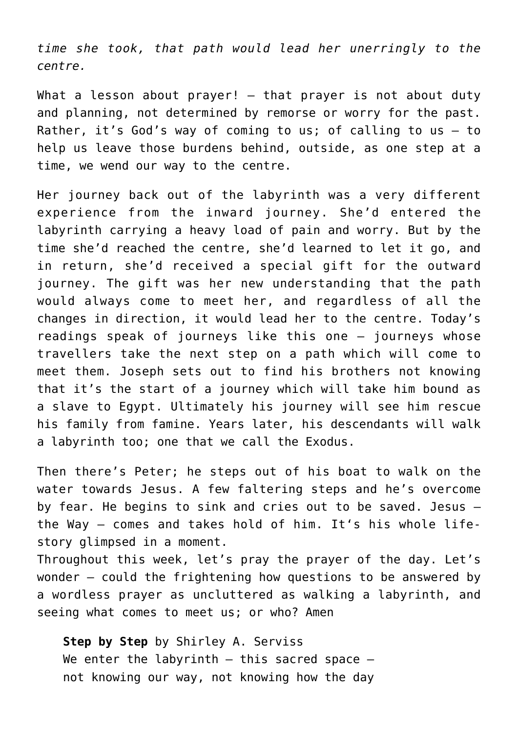*time she took, that path would lead her unerringly to the centre.*

What a lesson about prayer! – that prayer is not about duty and planning, not determined by remorse or worry for the past. Rather, it's God's way of coming to us; of calling to us – to help us leave those burdens behind, outside, as one step at a time, we wend our way to the centre.

Her journey back out of the labyrinth was a very different experience from the inward journey. She'd entered the labyrinth carrying a heavy load of pain and worry. But by the time she'd reached the centre, she'd learned to let it go, and in return, she'd received a special gift for the outward journey. The gift was her new understanding that the path would always come to meet her, and regardless of all the changes in direction, it would lead her to the centre. Today's readings speak of journeys like this one – journeys whose travellers take the next step on a path which will come to meet them. Joseph sets out to find his brothers not knowing that it's the start of a journey which will take him bound as a slave to Egypt. Ultimately his journey will see him rescue his family from famine. Years later, his descendants will walk a labyrinth too; one that we call the Exodus.

Then there's Peter; he steps out of his boat to walk on the water towards Jesus. A few faltering steps and he's overcome by fear. He begins to sink and cries out to be saved. Jesus – the Way – comes and takes hold of him. It's his whole life-story glimpsed in a moment.
Throughout this week, let's pray the prayer of the day. Let's wonder – could the frightening how questions to be answered by a wordless prayer as uncluttered as walking a labyrinth, and seeing what comes to meet us; or who? Amen

> **Step by Step** by Shirley A. Serviss
> We enter the labyrinth – this sacred space –
> not knowing our way, not knowing how the day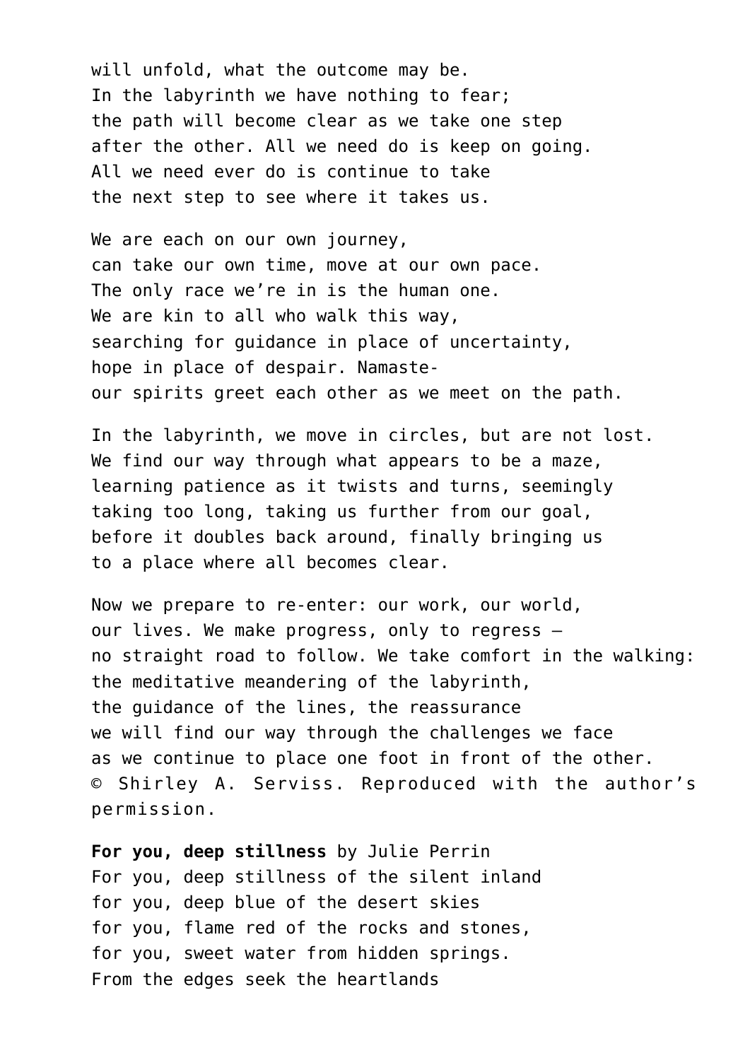will unfold, what the outcome may be.  
In the labyrinth we have nothing to fear;  
the path will become clear as we take one step  
after the other. All we need do is keep on going.  
All we need ever do is continue to take  
the next step to see where it takes us.

We are each on our own journey,  
can take our own time, move at our own pace.  
The only race we’re in is the human one.  
We are kin to all who walk this way,  
searching for guidance in place of uncertainty,  
hope in place of despair. Namaste-  
our spirits greet each other as we meet on the path.

In the labyrinth, we move in circles, but are not lost.  
We find our way through what appears to be a maze,  
learning patience as it twists and turns, seemingly  
taking too long, taking us further from our goal,  
before it doubles back around, finally bringing us  
to a place where all becomes clear.

Now we prepare to re-enter: our work, our world,  
our lives. We make progress, only to regress –  
no straight road to follow. We take comfort in the walking:  
the meditative meandering of the labyrinth,  
the guidance of the lines, the reassurance  
we will find our way through the challenges we face  
as we continue to place one foot in front of the other.  
© Shirley A. Serviss. Reproduced with the author’s permission.

**For you, deep stillness** by Julie Perrin  
For you, deep stillness of the silent inland  
for you, deep blue of the desert skies  
for you, flame red of the rocks and stones,  
for you, sweet water from hidden springs.  
From the edges seek the heartlands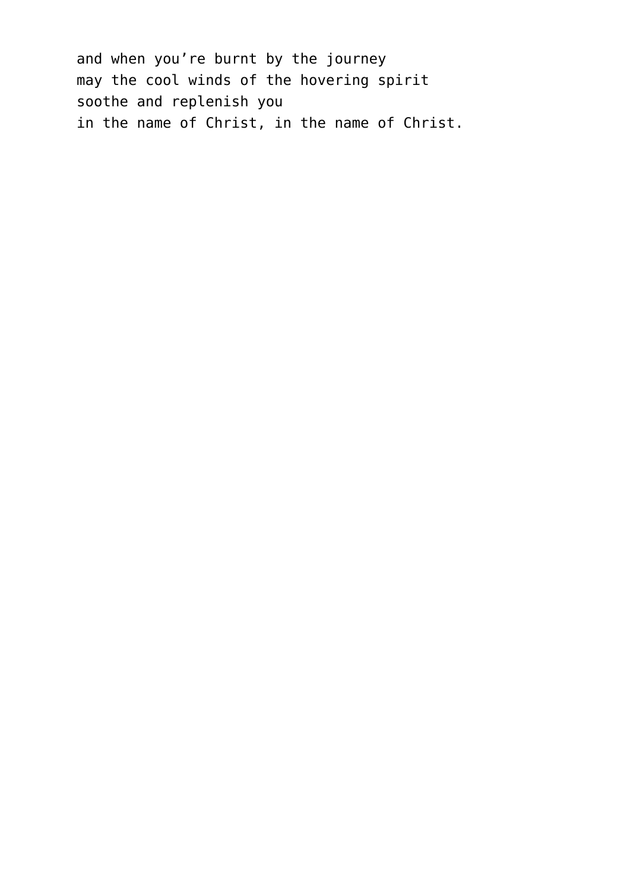and when you’re burnt by the journey  
may the cool winds of the hovering spirit  
soothe and replenish you  
in the name of Christ, in the name of Christ.